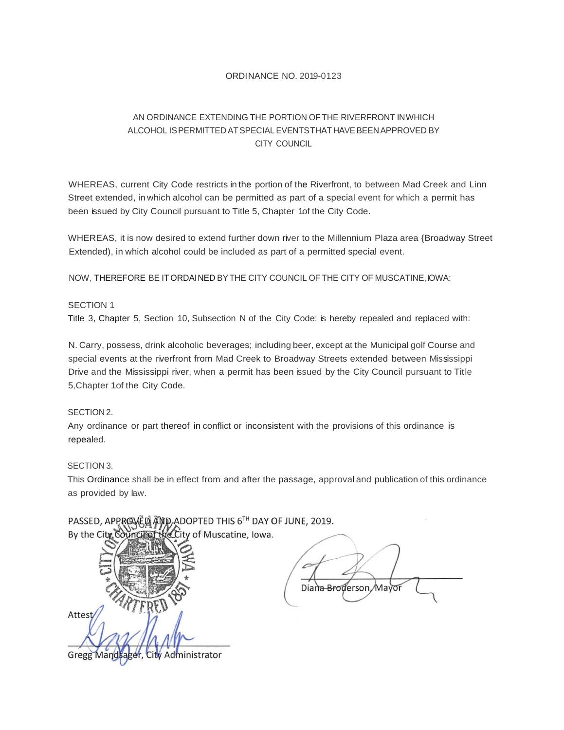ORDINANCE NO. 2019-0123

AN ORDINANCE EXTENDING THE PORTION OF THE RIVERFRONT IN WHICH ALCOHOL IS PERMITTED AT SPECIAL EVENTS THAT HAVE BEEN APPROVED BY CITY COUNCIL

WHEREAS, current City Code restricts in the portion of the Riverfront, to between Mad Creek and Linn Street extended, in which alcohol can be permitted as part of a special event for which a permit has been issued by City Council pursuant to Title 5, Chapter 1of the City Code.

WHEREAS, it is now desired to extend further down river to the Millennium Plaza area {Broadway Street Extended), in which alcohol could be included as part of a permitted special event.

NOW, THEREFORE BE IT ORDAINED BY THE CITY COUNCIL OF THE CITY OF MUSCATINE, IOWA:

SECTION 1

Title 3, Chapter 5, Section 10, Subsection N of the City Code: is hereby repealed and replaced with:

N. Carry, possess, drink alcoholic beverages; including beer, except at the Municipal golf Course and special events at the riverfront from Mad Creek to Broadway Streets extended between Mississippi Drive and the Mississippi river, when a permit has been issued by the City Council pursuant to Title 5,Chapter 1of the City Code.

SECTION 2.

Any ordinance or part thereof in conflict or inconsistent with the provisions of this ordinance is repealed.

SECTION 3.

This Ordinance shall be in effect from and after the passage, approval and publication of this ordinance as provided by law.

PASSED, APPROVED AND ADOPTED THIS 6TH DAY OF JUNE, 2019.
By the City Council of the City of Muscatine, Iowa.

Diana Broderson, Mayor

Attest

Gregg Mandsager, City Administrator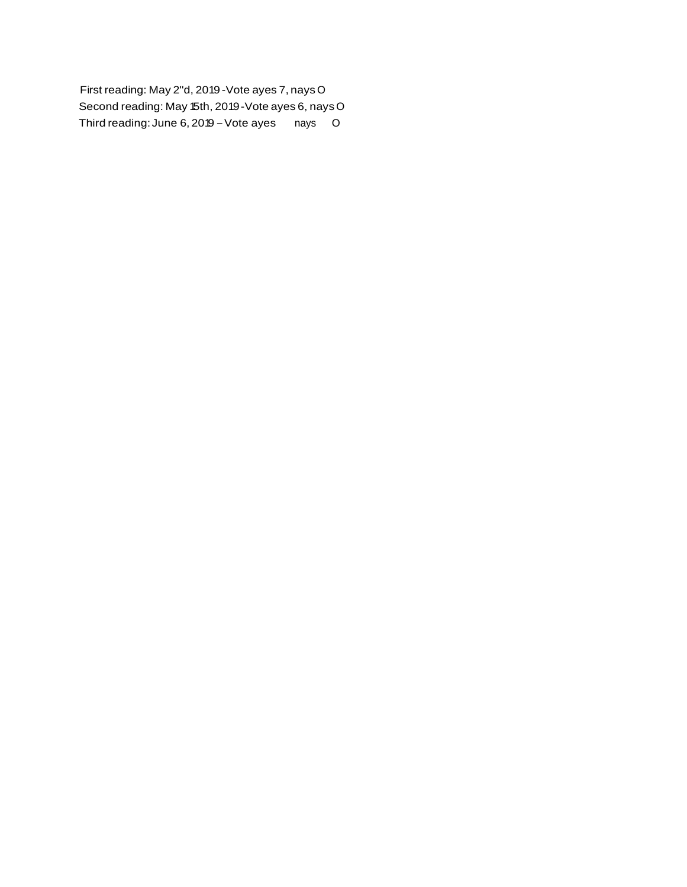First reading: May 2"d, 2019 -Vote ayes 7, nays O
Second reading: May 15th, 2019 -Vote ayes 6, nays O
Third reading: June 6, 2019 – Vote ayes nays O